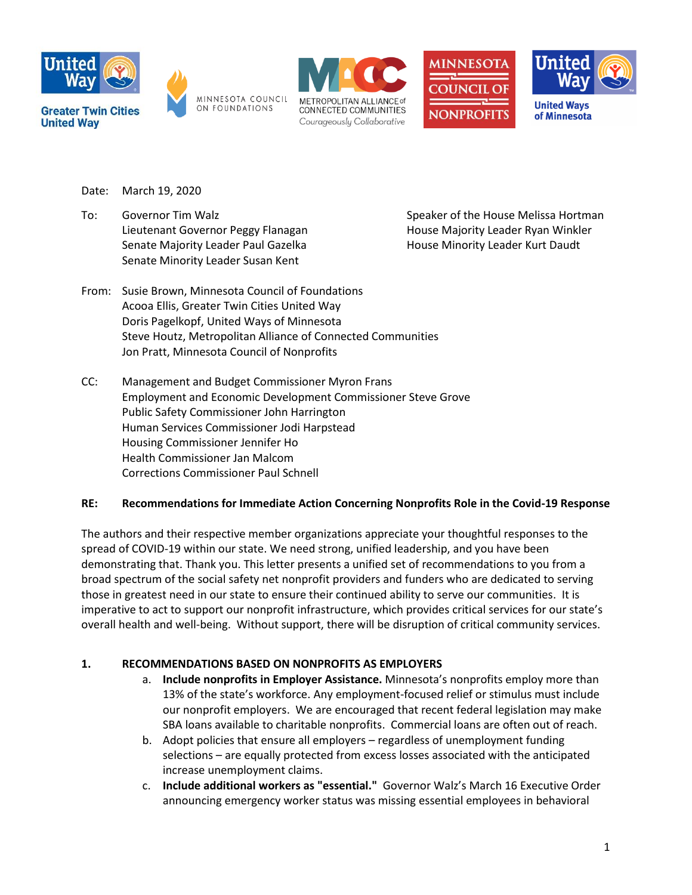Greater Twin Cities United Way

MINNESOTA COUNCIL ON FOUNDATIONS

METROPOLITAN ALLIANCE of CONNECTED COMMUNITIES *Courageously Collaborative*

MINNESOTA COUNCIL OF NONPROFITS

United Ways of Minnesota

Date: March 19, 2020

To: Governor Tim Walz
Lieutenant Governor Peggy Flanagan
Senate Majority Leader Paul Gazelka
Senate Minority Leader Susan Kent
Speaker of the House Melissa Hortman
House Majority Leader Ryan Winkler
House Minority Leader Kurt Daudt

From: Susie Brown, Minnesota Council of Foundations
Acooa Ellis, Greater Twin Cities United Way
Doris Pagelkopf, United Ways of Minnesota
Steve Houtz, Metropolitan Alliance of Connected Communities
Jon Pratt, Minnesota Council of Nonprofits

CC: Management and Budget Commissioner Myron Frans
Employment and Economic Development Commissioner Steve Grove
Public Safety Commissioner John Harrington
Human Services Commissioner Jodi Harpstead
Housing Commissioner Jennifer Ho
Health Commissioner Jan Malcom
Corrections Commissioner Paul Schnell

**RE: Recommendations for Immediate Action Concerning Nonprofits Role in the Covid-19 Response**

The authors and their respective member organizations appreciate your thoughtful responses to the spread of COVID-19 within our state. We need strong, unified leadership, and you have been demonstrating that. Thank you. This letter presents a unified set of recommendations to you from a broad spectrum of the social safety net nonprofit providers and funders who are dedicated to serving those in greatest need in our state to ensure their continued ability to serve our communities. It is imperative to act to support our nonprofit infrastructure, which provides critical services for our state's overall health and well-being. Without support, there will be disruption of critical community services.

**1. RECOMMENDATIONS BASED ON NONPROFITS AS EMPLOYERS**

a. **Include nonprofits in Employer Assistance.** Minnesota's nonprofits employ more than 13% of the state's workforce. Any employment-focused relief or stimulus must include our nonprofit employers. We are encouraged that recent federal legislation may make SBA loans available to charitable nonprofits. Commercial loans are often out of reach.

b. Adopt policies that ensure all employers – regardless of unemployment funding selections – are equally protected from excess losses associated with the anticipated increase unemployment claims.

c. **Include additional workers as "essential."** Governor Walz's March 16 Executive Order announcing emergency worker status was missing essential employees in behavioral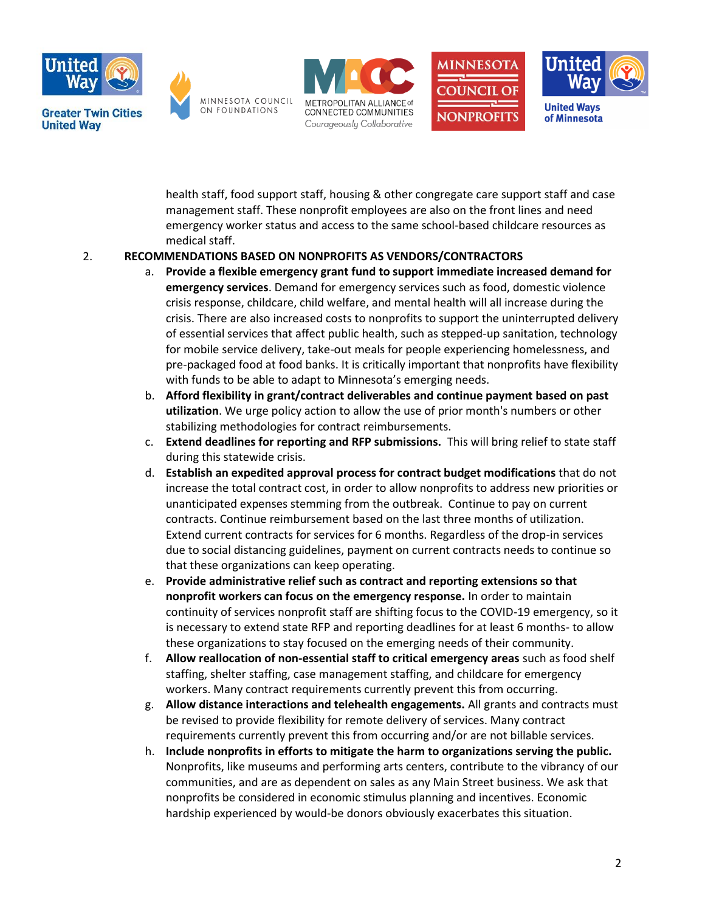health staff, food support staff, housing & other congregate care support staff and case management staff. These nonprofit employees are also on the front lines and need emergency worker status and access to the same school-based childcare resources as medical staff.

2. **RECOMMENDATIONS BASED ON NONPROFITS AS VENDORS/CONTRACTORS**

   a. **Provide a flexible emergency grant fund to support immediate increased demand for emergency services**. Demand for emergency services such as food, domestic violence crisis response, childcare, child welfare, and mental health will all increase during the crisis. There are also increased costs to nonprofits to support the uninterrupted delivery of essential services that affect public health, such as stepped-up sanitation, technology for mobile service delivery, take-out meals for people experiencing homelessness, and pre-packaged food at food banks. It is critically important that nonprofits have flexibility with funds to be able to adapt to Minnesota's emerging needs.

   b. **Afford flexibility in grant/contract deliverables and continue payment based on past utilization**. We urge policy action to allow the use of prior month's numbers or other stabilizing methodologies for contract reimbursements.

   c. **Extend deadlines for reporting and RFP submissions.** This will bring relief to state staff during this statewide crisis.

   d. **Establish an expedited approval process for contract budget modifications** that do not increase the total contract cost, in order to allow nonprofits to address new priorities or unanticipated expenses stemming from the outbreak. Continue to pay on current contracts. Continue reimbursement based on the last three months of utilization. Extend current contracts for services for 6 months. Regardless of the drop-in services due to social distancing guidelines, payment on current contracts needs to continue so that these organizations can keep operating.

   e. **Provide administrative relief such as contract and reporting extensions so that nonprofit workers can focus on the emergency response.** In order to maintain continuity of services nonprofit staff are shifting focus to the COVID-19 emergency, so it is necessary to extend state RFP and reporting deadlines for at least 6 months- to allow these organizations to stay focused on the emerging needs of their community.

   f. **Allow reallocation of non-essential staff to critical emergency areas** such as food shelf staffing, shelter staffing, case management staffing, and childcare for emergency workers. Many contract requirements currently prevent this from occurring.

   g. **Allow distance interactions and telehealth engagements.** All grants and contracts must be revised to provide flexibility for remote delivery of services. Many contract requirements currently prevent this from occurring and/or are not billable services.

   h. **Include nonprofits in efforts to mitigate the harm to organizations serving the public.** Nonprofits, like museums and performing arts centers, contribute to the vibrancy of our communities, and are as dependent on sales as any Main Street business. We ask that nonprofits be considered in economic stimulus planning and incentives. Economic hardship experienced by would-be donors obviously exacerbates this situation.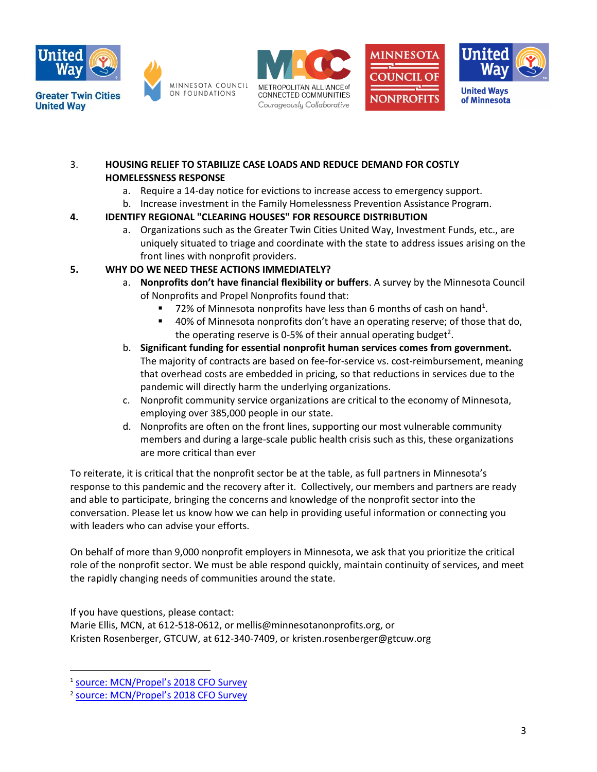3. **HOUSING RELIEF TO STABILIZE CASE LOADS AND REDUCE DEMAND FOR COSTLY HOMELESSNESS RESPONSE**
   a. Require a 14-day notice for evictions to increase access to emergency support.
   b. Increase investment in the Family Homelessness Prevention Assistance Program.

4. **IDENTIFY REGIONAL "CLEARING HOUSES" FOR RESOURCE DISTRIBUTION**
   a. Organizations such as the Greater Twin Cities United Way, Investment Funds, etc., are uniquely situated to triage and coordinate with the state to address issues arising on the front lines with nonprofit providers.

5. **WHY DO WE NEED THESE ACTIONS IMMEDIATELY?**
   a. **Nonprofits don't have financial flexibility or buffers**. A survey by the Minnesota Council of Nonprofits and Propel Nonprofits found that:
      - 72% of Minnesota nonprofits have less than 6 months of cash on hand[1].
      - 40% of Minnesota nonprofits don't have an operating reserve; of those that do, the operating reserve is 0-5% of their annual operating budget[2].
   b. **Significant funding for essential nonprofit human services comes from government.** The majority of contracts are based on fee-for-service vs. cost-reimbursement, meaning that overhead costs are embedded in pricing, so that reductions in services due to the pandemic will directly harm the underlying organizations.
   c. Nonprofit community service organizations are critical to the economy of Minnesota, employing over 385,000 people in our state.
   d. Nonprofits are often on the front lines, supporting our most vulnerable community members and during a large-scale public health crisis such as this, these organizations are more critical than ever

To reiterate, it is critical that the nonprofit sector be at the table, as full partners in Minnesota's response to this pandemic and the recovery after it. Collectively, our members and partners are ready and able to participate, bringing the concerns and knowledge of the nonprofit sector into the conversation. Please let us know how we can help in providing useful information or connecting you with leaders who can advise your efforts.

On behalf of more than 9,000 nonprofit employers in Minnesota, we ask that you prioritize the critical role of the nonprofit sector. We must be able respond quickly, maintain continuity of services, and meet the rapidly changing needs of communities around the state.

If you have questions, please contact:
Marie Ellis, MCN, at 612-518-0612, or mellis@minnesotanonprofits.org, or
Kristen Rosenberger, GTCUW, at 612-340-7409, or kristen.rosenberger@gtcuw.org

---

[1] source: MCN/Propel's 2018 CFO Survey

[2] source: MCN/Propel's 2018 CFO Survey